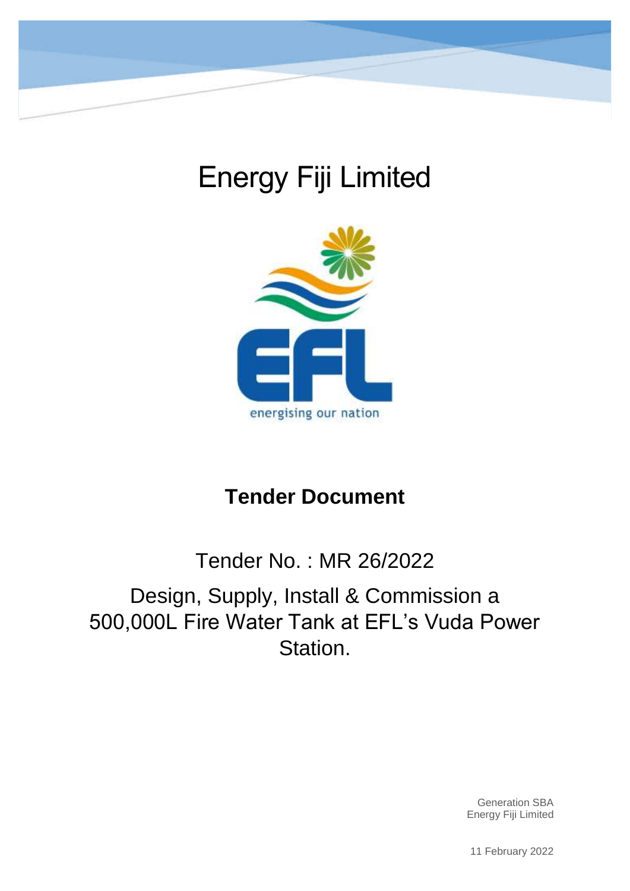# Energy Fiji Limited

energising our nation

## Tender Document

Tender No. : MR 26/2022

Design, Supply, Install & Commission a 500,000L Fire Water Tank at EFL's Vuda Power Station.

Generation SBA
Energy Fiji Limited

11 February 2022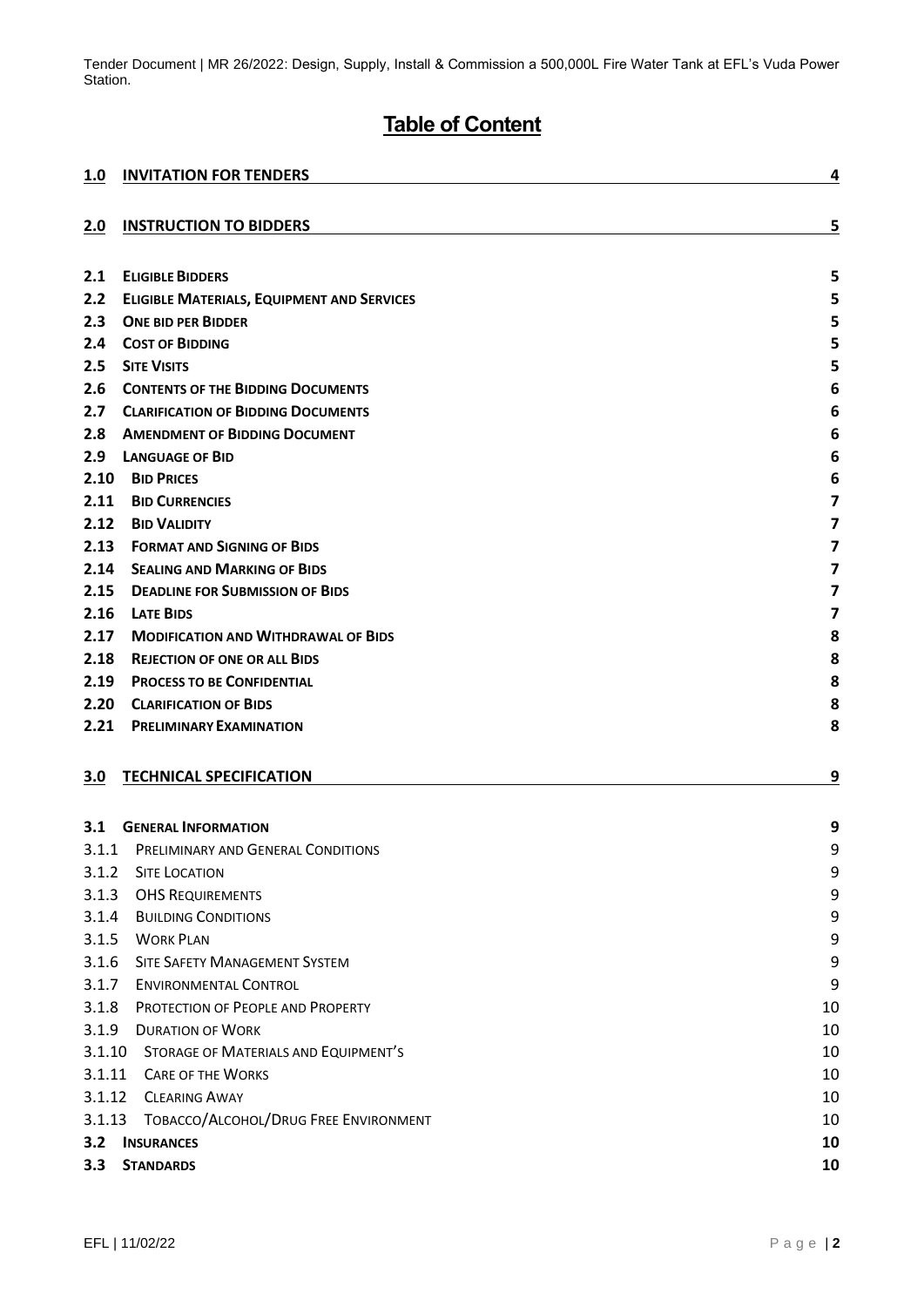# Table of Content

| | | |
|---|---|---|
| **1.0** | **INVITATION FOR TENDERS** | **4** |
| **2.0** | **INSTRUCTION TO BIDDERS** | **5** |
| **2.1** | **ELIGIBLE BIDDERS** | **5** |
| **2.2** | **ELIGIBLE MATERIALS, EQUIPMENT AND SERVICES** | **5** |
| **2.3** | **ONE BID PER BIDDER** | **5** |
| **2.4** | **COST OF BIDDING** | **5** |
| **2.5** | **SITE VISITS** | **5** |
| **2.6** | **CONTENTS OF THE BIDDING DOCUMENTS** | **6** |
| **2.7** | **CLARIFICATION OF BIDDING DOCUMENTS** | **6** |
| **2.8** | **AMENDMENT OF BIDDING DOCUMENT** | **6** |
| **2.9** | **LANGUAGE OF BID** | **6** |
| **2.10** | **BID PRICES** | **6** |
| **2.11** | **BID CURRENCIES** | **7** |
| **2.12** | **BID VALIDITY** | **7** |
| **2.13** | **FORMAT AND SIGNING OF BIDS** | **7** |
| **2.14** | **SEALING AND MARKING OF BIDS** | **7** |
| **2.15** | **DEADLINE FOR SUBMISSION OF BIDS** | **7** |
| **2.16** | **LATE BIDS** | **7** |
| **2.17** | **MODIFICATION AND WITHDRAWAL OF BIDS** | **8** |
| **2.18** | **REJECTION OF ONE OR ALL BIDS** | **8** |
| **2.19** | **PROCESS TO BE CONFIDENTIAL** | **8** |
| **2.20** | **CLARIFICATION OF BIDS** | **8** |
| **2.21** | **PRELIMINARY EXAMINATION** | **8** |
| **3.0** | **TECHNICAL SPECIFICATION** | **9** |
| **3.1** | **GENERAL INFORMATION** | **9** |
| 3.1.1 | PRELIMINARY AND GENERAL CONDITIONS | 9 |
| 3.1.2 | SITE LOCATION | 9 |
| 3.1.3 | OHS REQUIREMENTS | 9 |
| 3.1.4 | BUILDING CONDITIONS | 9 |
| 3.1.5 | WORK PLAN | 9 |
| 3.1.6 | SITE SAFETY MANAGEMENT SYSTEM | 9 |
| 3.1.7 | ENVIRONMENTAL CONTROL | 9 |
| 3.1.8 | PROTECTION OF PEOPLE AND PROPERTY | 10 |
| 3.1.9 | DURATION OF WORK | 10 |
| 3.1.10 | STORAGE OF MATERIALS AND EQUIPMENT'S | 10 |
| 3.1.11 | CARE OF THE WORKS | 10 |
| 3.1.12 | CLEARING AWAY | 10 |
| 3.1.13 | TOBACCO/ALCOHOL/DRUG FREE ENVIRONMENT | 10 |
| **3.2** | **INSURANCES** | **10** |
| **3.3** | **STANDARDS** | **10** |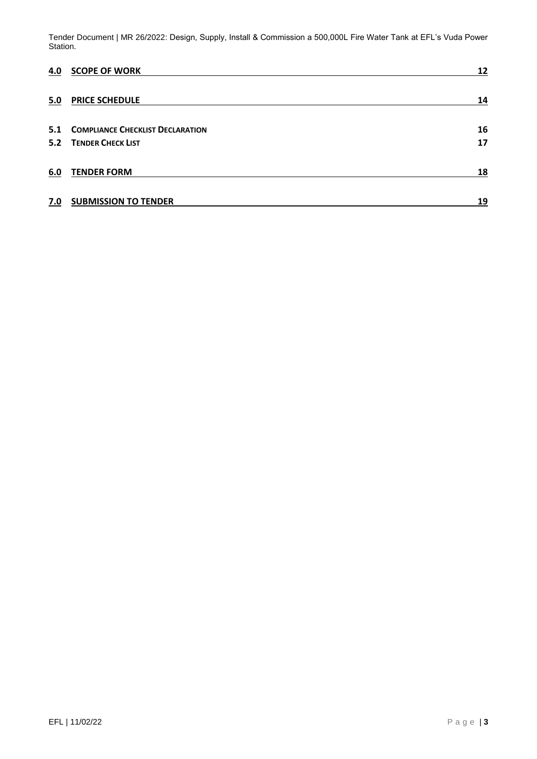| | | |
|---|---|---|
| **4.0** | **SCOPE OF WORK** | **12** |
| **5.0** | **PRICE SCHEDULE** | **14** |
| **5.1** | **COMPLIANCE CHECKLIST DECLARATION** | **16** |
| **5.2** | **TENDER CHECK LIST** | **17** |
| **6.0** | **TENDER FORM** | **18** |
| **7.0** | **SUBMISSION TO TENDER** | **19** |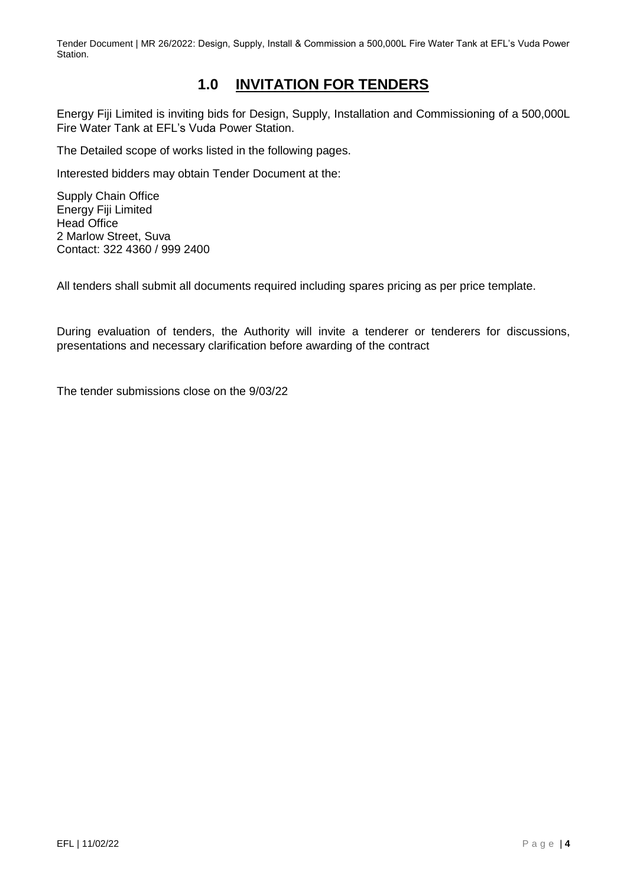# 1.0 INVITATION FOR TENDERS

Energy Fiji Limited is inviting bids for Design, Supply, Installation and Commissioning of a 500,000L Fire Water Tank at EFL's Vuda Power Station.

The Detailed scope of works listed in the following pages.

Interested bidders may obtain Tender Document at the:

Supply Chain Office
Energy Fiji Limited
Head Office
2 Marlow Street, Suva
Contact: 322 4360 / 999 2400

All tenders shall submit all documents required including spares pricing as per price template.

During evaluation of tenders, the Authority will invite a tenderer or tenderers for discussions, presentations and necessary clarification before awarding of the contract

The tender submissions close on the 9/03/22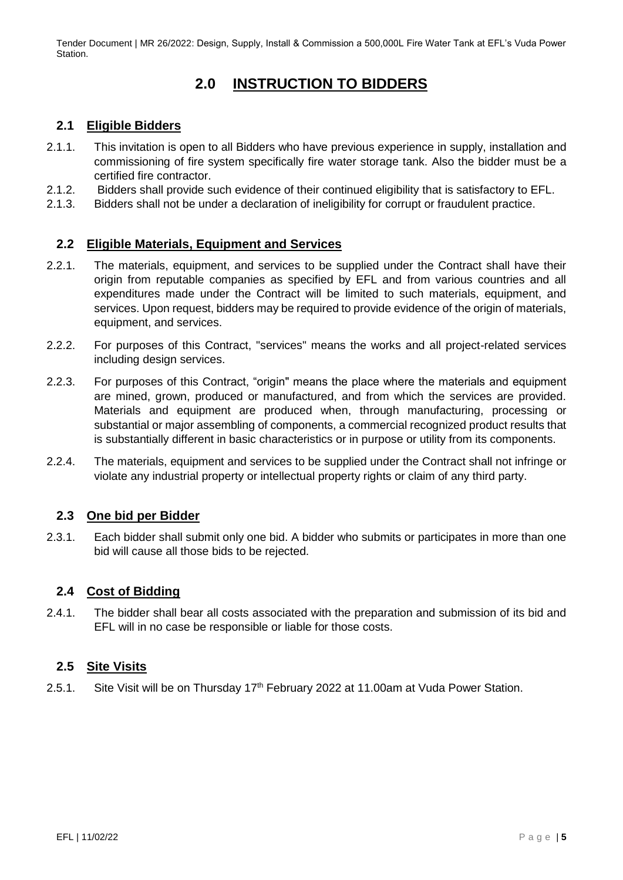# 2.0 INSTRUCTION TO BIDDERS

## 2.1 Eligible Bidders

2.1.1. This invitation is open to all Bidders who have previous experience in supply, installation and commissioning of fire system specifically fire water storage tank. Also the bidder must be a certified fire contractor.

2.1.2. Bidders shall provide such evidence of their continued eligibility that is satisfactory to EFL.

2.1.3. Bidders shall not be under a declaration of ineligibility for corrupt or fraudulent practice.

## 2.2 Eligible Materials, Equipment and Services

2.2.1. The materials, equipment, and services to be supplied under the Contract shall have their origin from reputable companies as specified by EFL and from various countries and all expenditures made under the Contract will be limited to such materials, equipment, and services. Upon request, bidders may be required to provide evidence of the origin of materials, equipment, and services.

2.2.2. For purposes of this Contract, "services" means the works and all project-related services including design services.

2.2.3. For purposes of this Contract, "origin" means the place where the materials and equipment are mined, grown, produced or manufactured, and from which the services are provided. Materials and equipment are produced when, through manufacturing, processing or substantial or major assembling of components, a commercial recognized product results that is substantially different in basic characteristics or in purpose or utility from its components.

2.2.4. The materials, equipment and services to be supplied under the Contract shall not infringe or violate any industrial property or intellectual property rights or claim of any third party.

## 2.3 One bid per Bidder

2.3.1. Each bidder shall submit only one bid. A bidder who submits or participates in more than one bid will cause all those bids to be rejected.

## 2.4 Cost of Bidding

2.4.1. The bidder shall bear all costs associated with the preparation and submission of its bid and EFL will in no case be responsible or liable for those costs.

## 2.5 Site Visits

2.5.1. Site Visit will be on Thursday 17th February 2022 at 11.00am at Vuda Power Station.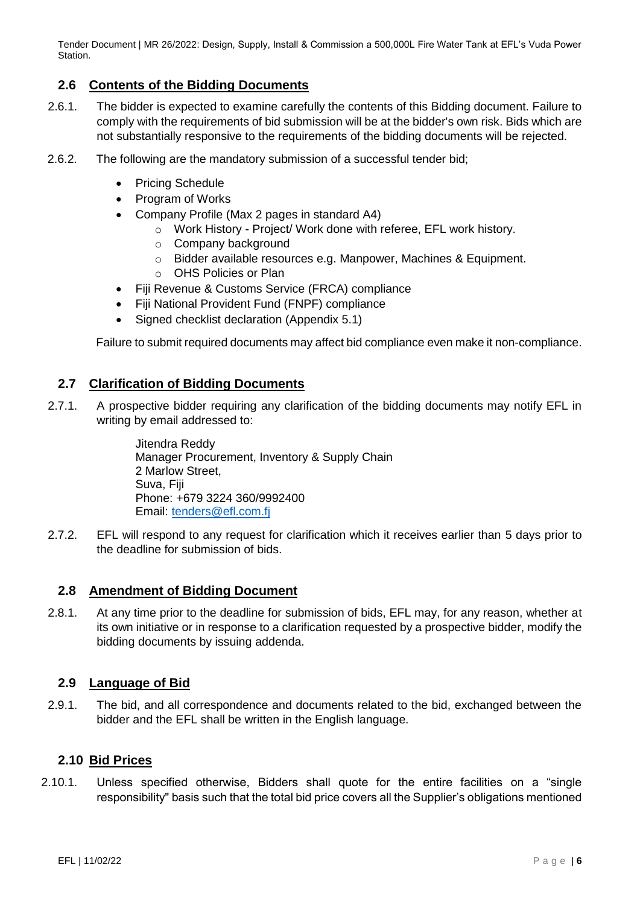## 2.6 Contents of the Bidding Documents

2.6.1. The bidder is expected to examine carefully the contents of this Bidding document. Failure to comply with the requirements of bid submission will be at the bidder's own risk. Bids which are not substantially responsive to the requirements of the bidding documents will be rejected.

2.6.2. The following are the mandatory submission of a successful tender bid;

- Pricing Schedule
- Program of Works
- Company Profile (Max 2 pages in standard A4)
  - Work History - Project/ Work done with referee, EFL work history.
  - Company background
  - Bidder available resources e.g. Manpower, Machines & Equipment.
  - OHS Policies or Plan
- Fiji Revenue & Customs Service (FRCA) compliance
- Fiji National Provident Fund (FNPF) compliance
- Signed checklist declaration (Appendix 5.1)

Failure to submit required documents may affect bid compliance even make it non-compliance.

## 2.7 Clarification of Bidding Documents

2.7.1. A prospective bidder requiring any clarification of the bidding documents may notify EFL in writing by email addressed to:

Jitendra Reddy
Manager Procurement, Inventory & Supply Chain
2 Marlow Street,
Suva, Fiji
Phone: +679 3224 360/9992400
Email: tenders@efl.com.fj

2.7.2. EFL will respond to any request for clarification which it receives earlier than 5 days prior to the deadline for submission of bids.

## 2.8 Amendment of Bidding Document

2.8.1. At any time prior to the deadline for submission of bids, EFL may, for any reason, whether at its own initiative or in response to a clarification requested by a prospective bidder, modify the bidding documents by issuing addenda.

## 2.9 Language of Bid

2.9.1. The bid, and all correspondence and documents related to the bid, exchanged between the bidder and the EFL shall be written in the English language.

## 2.10 Bid Prices

2.10.1. Unless specified otherwise, Bidders shall quote for the entire facilities on a "single responsibility" basis such that the total bid price covers all the Supplier's obligations mentioned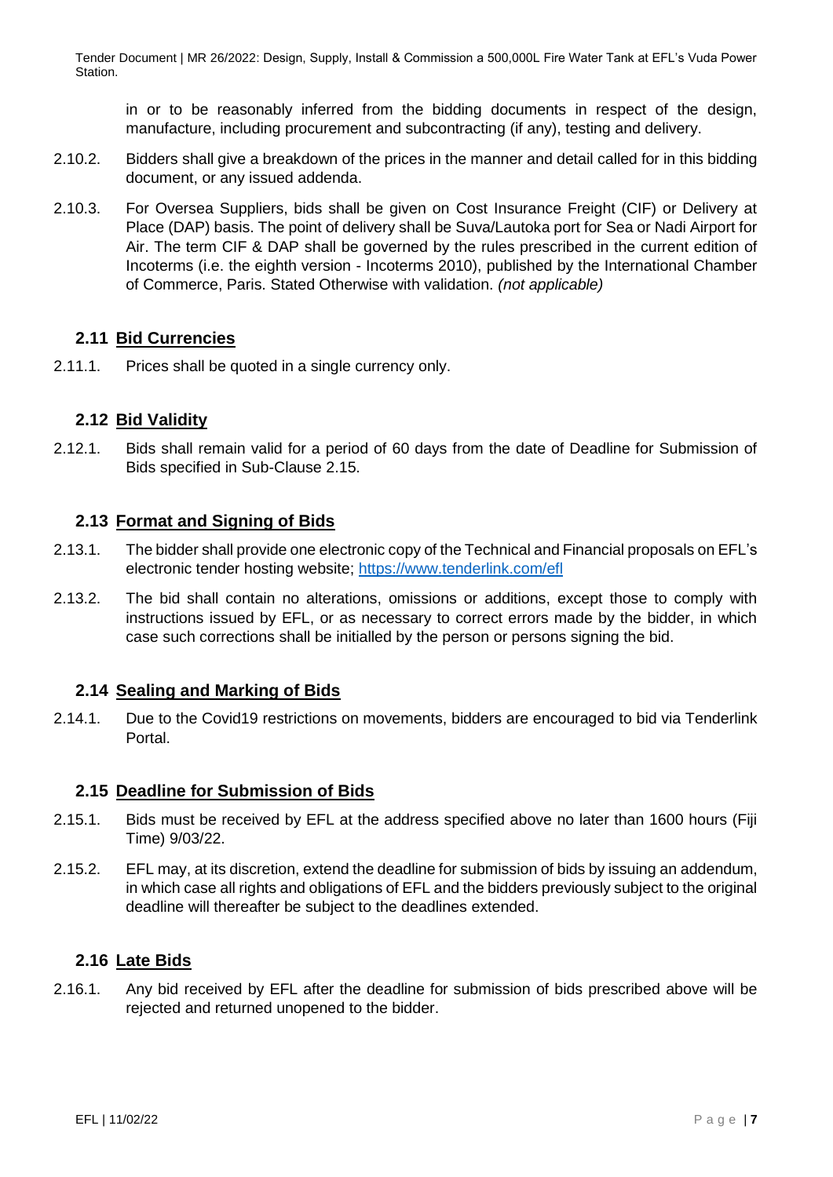in or to be reasonably inferred from the bidding documents in respect of the design, manufacture, including procurement and subcontracting (if any), testing and delivery.

2.10.2. Bidders shall give a breakdown of the prices in the manner and detail called for in this bidding document, or any issued addenda.

2.10.3. For Oversea Suppliers, bids shall be given on Cost Insurance Freight (CIF) or Delivery at Place (DAP) basis. The point of delivery shall be Suva/Lautoka port for Sea or Nadi Airport for Air. The term CIF & DAP shall be governed by the rules prescribed in the current edition of Incoterms (i.e. the eighth version - Incoterms 2010), published by the International Chamber of Commerce, Paris. Stated Otherwise with validation. *(not applicable)*

### 2.11 Bid Currencies

2.11.1. Prices shall be quoted in a single currency only.

### 2.12 Bid Validity

2.12.1. Bids shall remain valid for a period of 60 days from the date of Deadline for Submission of Bids specified in Sub-Clause 2.15.

### 2.13 Format and Signing of Bids

2.13.1. The bidder shall provide one electronic copy of the Technical and Financial proposals on EFL's electronic tender hosting website; https://www.tenderlink.com/efl

2.13.2. The bid shall contain no alterations, omissions or additions, except those to comply with instructions issued by EFL, or as necessary to correct errors made by the bidder, in which case such corrections shall be initialled by the person or persons signing the bid.

### 2.14 Sealing and Marking of Bids

2.14.1. Due to the Covid19 restrictions on movements, bidders are encouraged to bid via Tenderlink Portal.

### 2.15 Deadline for Submission of Bids

2.15.1. Bids must be received by EFL at the address specified above no later than 1600 hours (Fiji Time) 9/03/22.

2.15.2. EFL may, at its discretion, extend the deadline for submission of bids by issuing an addendum, in which case all rights and obligations of EFL and the bidders previously subject to the original deadline will thereafter be subject to the deadlines extended.

### 2.16 Late Bids

2.16.1. Any bid received by EFL after the deadline for submission of bids prescribed above will be rejected and returned unopened to the bidder.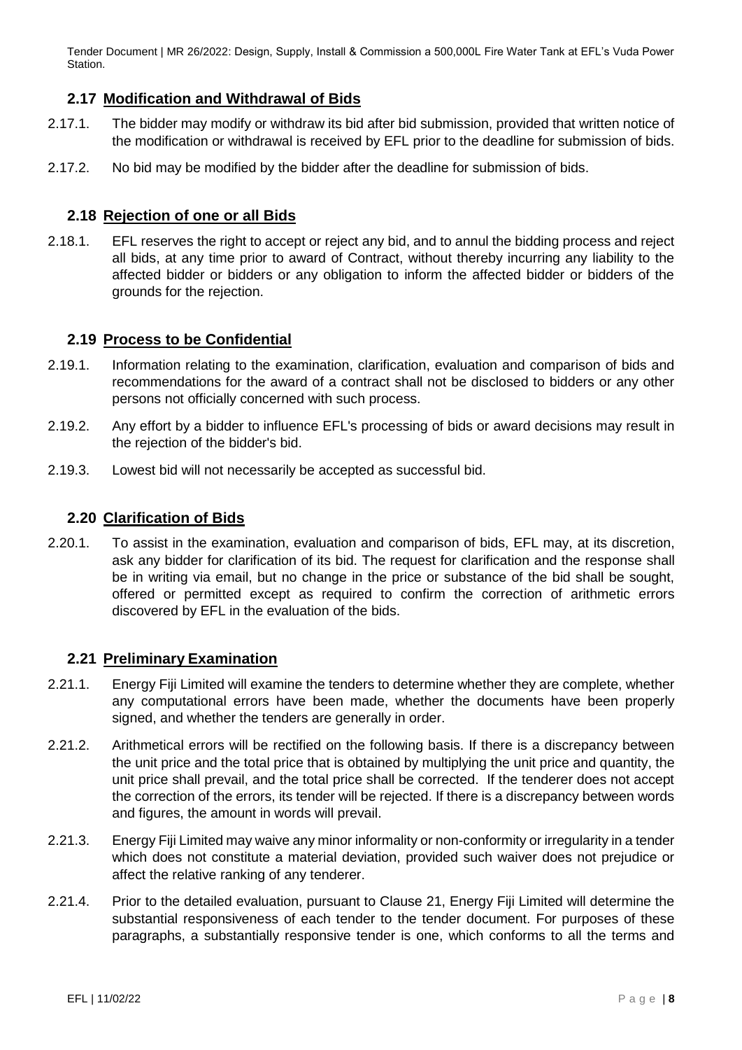## 2.17 Modification and Withdrawal of Bids

2.17.1. The bidder may modify or withdraw its bid after bid submission, provided that written notice of the modification or withdrawal is received by EFL prior to the deadline for submission of bids.

2.17.2. No bid may be modified by the bidder after the deadline for submission of bids.

## 2.18 Rejection of one or all Bids

2.18.1. EFL reserves the right to accept or reject any bid, and to annul the bidding process and reject all bids, at any time prior to award of Contract, without thereby incurring any liability to the affected bidder or bidders or any obligation to inform the affected bidder or bidders of the grounds for the rejection.

## 2.19 Process to be Confidential

2.19.1. Information relating to the examination, clarification, evaluation and comparison of bids and recommendations for the award of a contract shall not be disclosed to bidders or any other persons not officially concerned with such process.

2.19.2. Any effort by a bidder to influence EFL's processing of bids or award decisions may result in the rejection of the bidder's bid.

2.19.3. Lowest bid will not necessarily be accepted as successful bid.

## 2.20 Clarification of Bids

2.20.1. To assist in the examination, evaluation and comparison of bids, EFL may, at its discretion, ask any bidder for clarification of its bid. The request for clarification and the response shall be in writing via email, but no change in the price or substance of the bid shall be sought, offered or permitted except as required to confirm the correction of arithmetic errors discovered by EFL in the evaluation of the bids.

## 2.21 Preliminary Examination

2.21.1. Energy Fiji Limited will examine the tenders to determine whether they are complete, whether any computational errors have been made, whether the documents have been properly signed, and whether the tenders are generally in order.

2.21.2. Arithmetical errors will be rectified on the following basis. If there is a discrepancy between the unit price and the total price that is obtained by multiplying the unit price and quantity, the unit price shall prevail, and the total price shall be corrected. If the tenderer does not accept the correction of the errors, its tender will be rejected. If there is a discrepancy between words and figures, the amount in words will prevail.

2.21.3. Energy Fiji Limited may waive any minor informality or non-conformity or irregularity in a tender which does not constitute a material deviation, provided such waiver does not prejudice or affect the relative ranking of any tenderer.

2.21.4. Prior to the detailed evaluation, pursuant to Clause 21, Energy Fiji Limited will determine the substantial responsiveness of each tender to the tender document. For purposes of these paragraphs, a substantially responsive tender is one, which conforms to all the terms and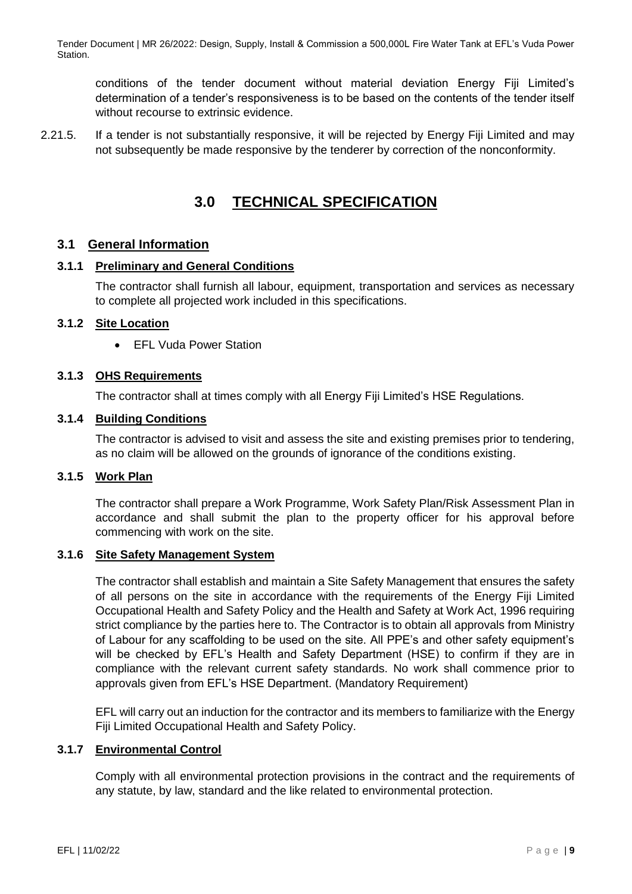conditions of the tender document without material deviation Energy Fiji Limited's determination of a tender's responsiveness is to be based on the contents of the tender itself without recourse to extrinsic evidence.

2.21.5. If a tender is not substantially responsive, it will be rejected by Energy Fiji Limited and may not subsequently be made responsive by the tenderer by correction of the nonconformity.

# 3.0 TECHNICAL SPECIFICATION

## 3.1 General Information

### 3.1.1 Preliminary and General Conditions

The contractor shall furnish all labour, equipment, transportation and services as necessary to complete all projected work included in this specifications.

### 3.1.2 Site Location

- EFL Vuda Power Station

### 3.1.3 OHS Requirements

The contractor shall at times comply with all Energy Fiji Limited's HSE Regulations.

### 3.1.4 Building Conditions

The contractor is advised to visit and assess the site and existing premises prior to tendering, as no claim will be allowed on the grounds of ignorance of the conditions existing.

### 3.1.5 Work Plan

The contractor shall prepare a Work Programme, Work Safety Plan/Risk Assessment Plan in accordance and shall submit the plan to the property officer for his approval before commencing with work on the site.

### 3.1.6 Site Safety Management System

The contractor shall establish and maintain a Site Safety Management that ensures the safety of all persons on the site in accordance with the requirements of the Energy Fiji Limited Occupational Health and Safety Policy and the Health and Safety at Work Act, 1996 requiring strict compliance by the parties here to. The Contractor is to obtain all approvals from Ministry of Labour for any scaffolding to be used on the site. All PPE's and other safety equipment's will be checked by EFL's Health and Safety Department (HSE) to confirm if they are in compliance with the relevant current safety standards. No work shall commence prior to approvals given from EFL's HSE Department. (Mandatory Requirement)

EFL will carry out an induction for the contractor and its members to familiarize with the Energy Fiji Limited Occupational Health and Safety Policy.

### 3.1.7 Environmental Control

Comply with all environmental protection provisions in the contract and the requirements of any statute, by law, standard and the like related to environmental protection.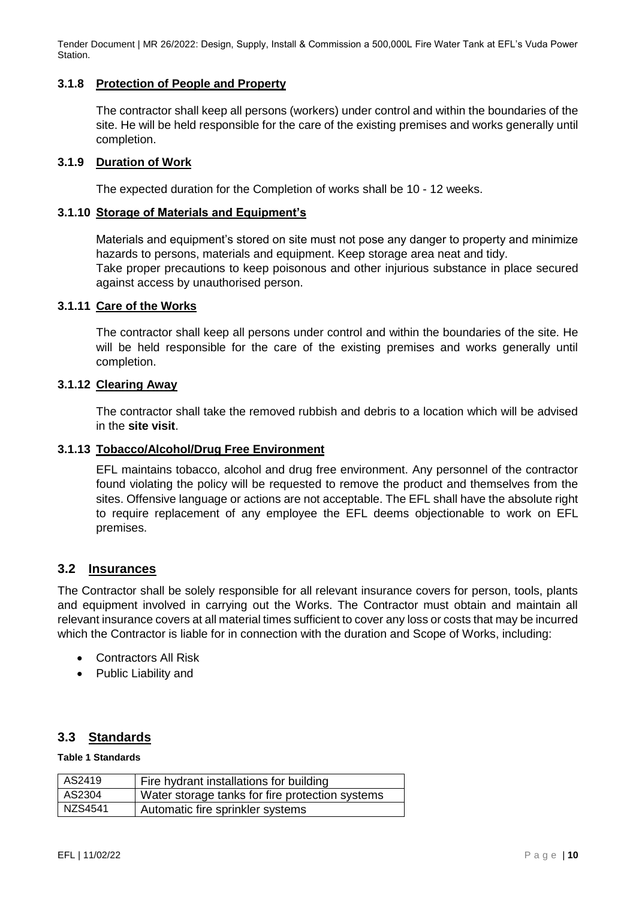### 3.1.8 Protection of People and Property

The contractor shall keep all persons (workers) under control and within the boundaries of the site. He will be held responsible for the care of the existing premises and works generally until completion.

### 3.1.9 Duration of Work

The expected duration for the Completion of works shall be 10 - 12 weeks.

### 3.1.10 Storage of Materials and Equipment's

Materials and equipment's stored on site must not pose any danger to property and minimize hazards to persons, materials and equipment. Keep storage area neat and tidy.
Take proper precautions to keep poisonous and other injurious substance in place secured against access by unauthorised person.

### 3.1.11 Care of the Works

The contractor shall keep all persons under control and within the boundaries of the site. He will be held responsible for the care of the existing premises and works generally until completion.

### 3.1.12 Clearing Away

The contractor shall take the removed rubbish and debris to a location which will be advised in the **site visit**.

### 3.1.13 Tobacco/Alcohol/Drug Free Environment

EFL maintains tobacco, alcohol and drug free environment. Any personnel of the contractor found violating the policy will be requested to remove the product and themselves from the sites. Offensive language or actions are not acceptable. The EFL shall have the absolute right to require replacement of any employee the EFL deems objectionable to work on EFL premises.

## 3.2 Insurances

The Contractor shall be solely responsible for all relevant insurance covers for person, tools, plants and equipment involved in carrying out the Works. The Contractor must obtain and maintain all relevant insurance covers at all material times sufficient to cover any loss or costs that may be incurred which the Contractor is liable for in connection with the duration and Scope of Works, including:

- Contractors All Risk
- Public Liability and

## 3.3 Standards

**Table 1 Standards**

| | |
|---|---|
| AS2419 | Fire hydrant installations for building |
| AS2304 | Water storage tanks for fire protection systems |
| NZS4541 | Automatic fire sprinkler systems |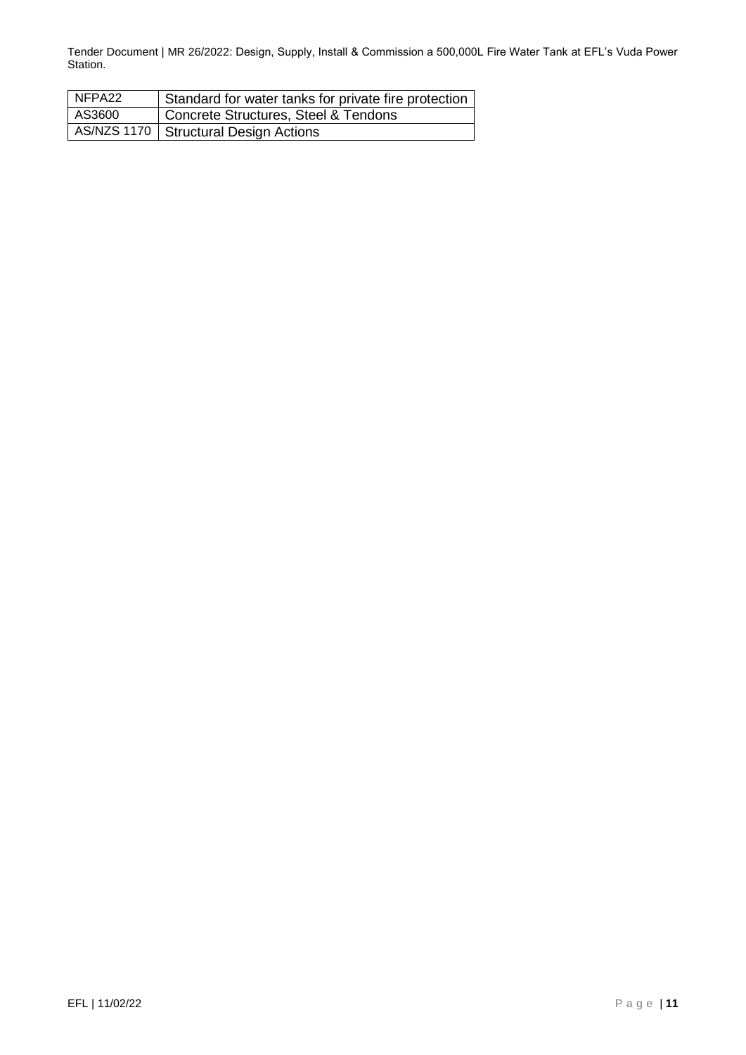| NFPA22 | Standard for water tanks for private fire protection |
|---|---|
| AS3600 | Concrete Structures, Steel & Tendons |
| AS/NZS 1170 | Structural Design Actions |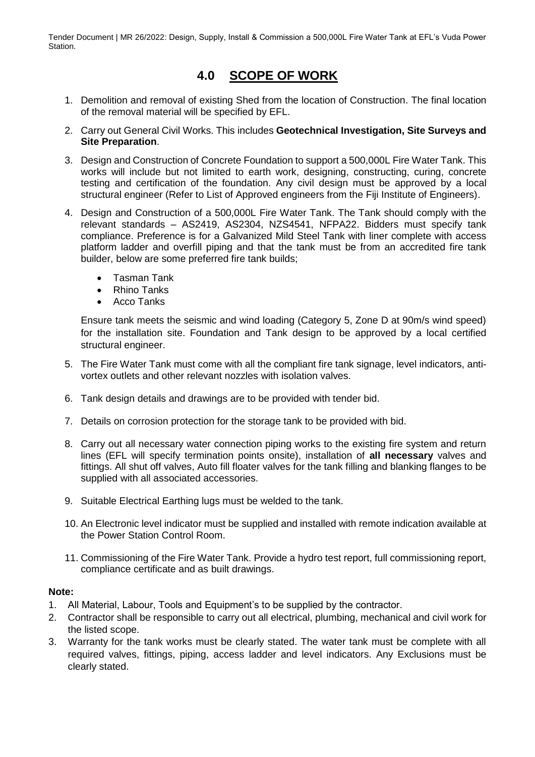# 4.0 SCOPE OF WORK

1. Demolition and removal of existing Shed from the location of Construction. The final location of the removal material will be specified by EFL.
2. Carry out General Civil Works. This includes **Geotechnical Investigation, Site Surveys and Site Preparation**.
3. Design and Construction of Concrete Foundation to support a 500,000L Fire Water Tank. This works will include but not limited to earth work, designing, constructing, curing, concrete testing and certification of the foundation. Any civil design must be approved by a local structural engineer (Refer to List of Approved engineers from the Fiji Institute of Engineers).
4. Design and Construction of a 500,000L Fire Water Tank. The Tank should comply with the relevant standards – AS2419, AS2304, NZS4541, NFPA22. Bidders must specify tank compliance. Preference is for a Galvanized Mild Steel Tank with liner complete with access platform ladder and overfill piping and that the tank must be from an accredited fire tank builder, below are some preferred fire tank builds;
   - Tasman Tank
   - Rhino Tanks
   - Acco Tanks

   Ensure tank meets the seismic and wind loading (Category 5, Zone D at 90m/s wind speed) for the installation site. Foundation and Tank design to be approved by a local certified structural engineer.
5. The Fire Water Tank must come with all the compliant fire tank signage, level indicators, anti-vortex outlets and other relevant nozzles with isolation valves.
6. Tank design details and drawings are to be provided with tender bid.
7. Details on corrosion protection for the storage tank to be provided with bid.
8. Carry out all necessary water connection piping works to the existing fire system and return lines (EFL will specify termination points onsite), installation of **all necessary** valves and fittings. All shut off valves, Auto fill floater valves for the tank filling and blanking flanges to be supplied with all associated accessories.
9. Suitable Electrical Earthing lugs must be welded to the tank.
10. An Electronic level indicator must be supplied and installed with remote indication available at the Power Station Control Room.
11. Commissioning of the Fire Water Tank. Provide a hydro test report, full commissioning report, compliance certificate and as built drawings.

**Note:**

1. All Material, Labour, Tools and Equipment's to be supplied by the contractor.
2. Contractor shall be responsible to carry out all electrical, plumbing, mechanical and civil work for the listed scope.
3. Warranty for the tank works must be clearly stated. The water tank must be complete with all required valves, fittings, piping, access ladder and level indicators. Any Exclusions must be clearly stated.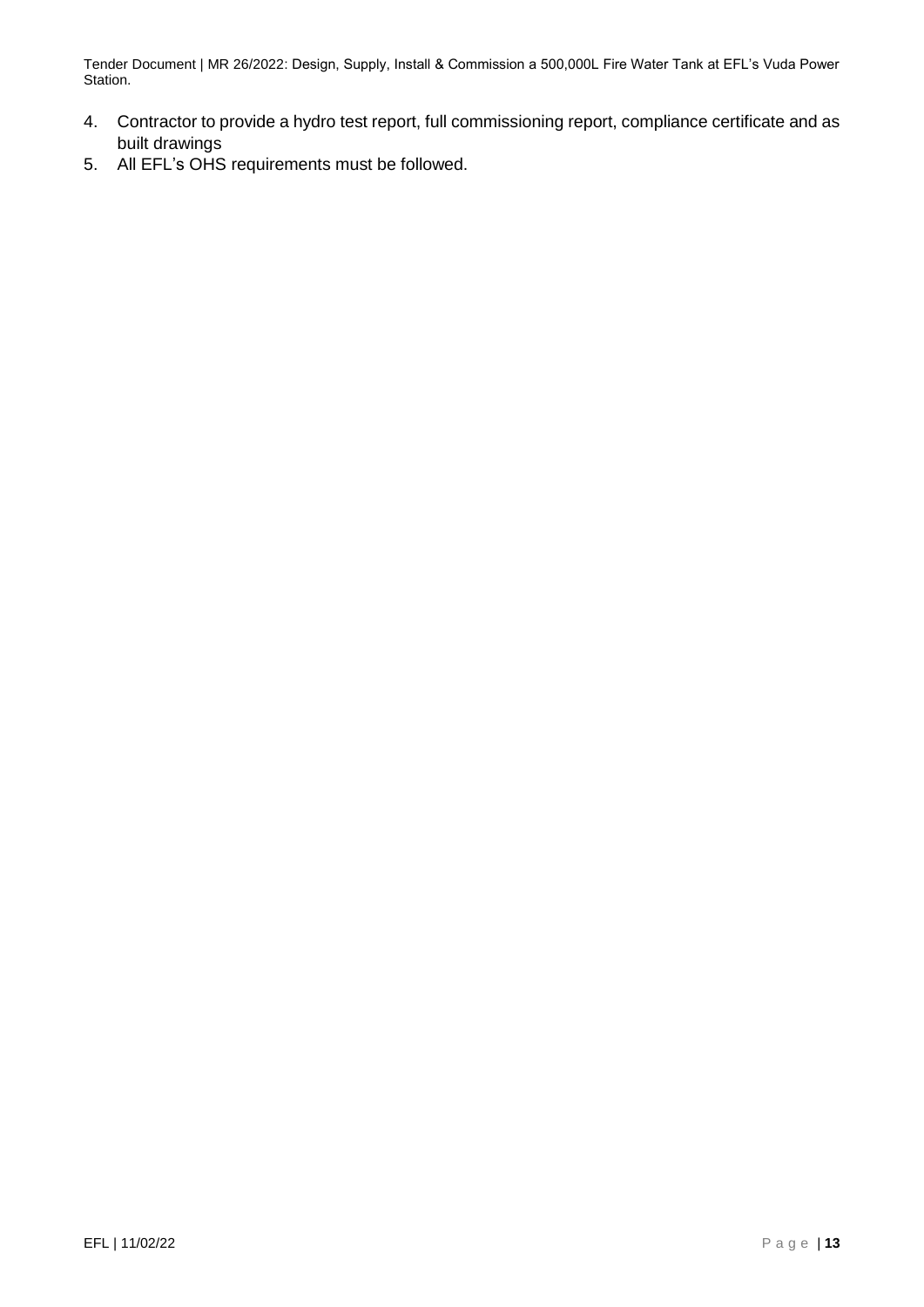4. Contractor to provide a hydro test report, full commissioning report, compliance certificate and as built drawings
5. All EFL's OHS requirements must be followed.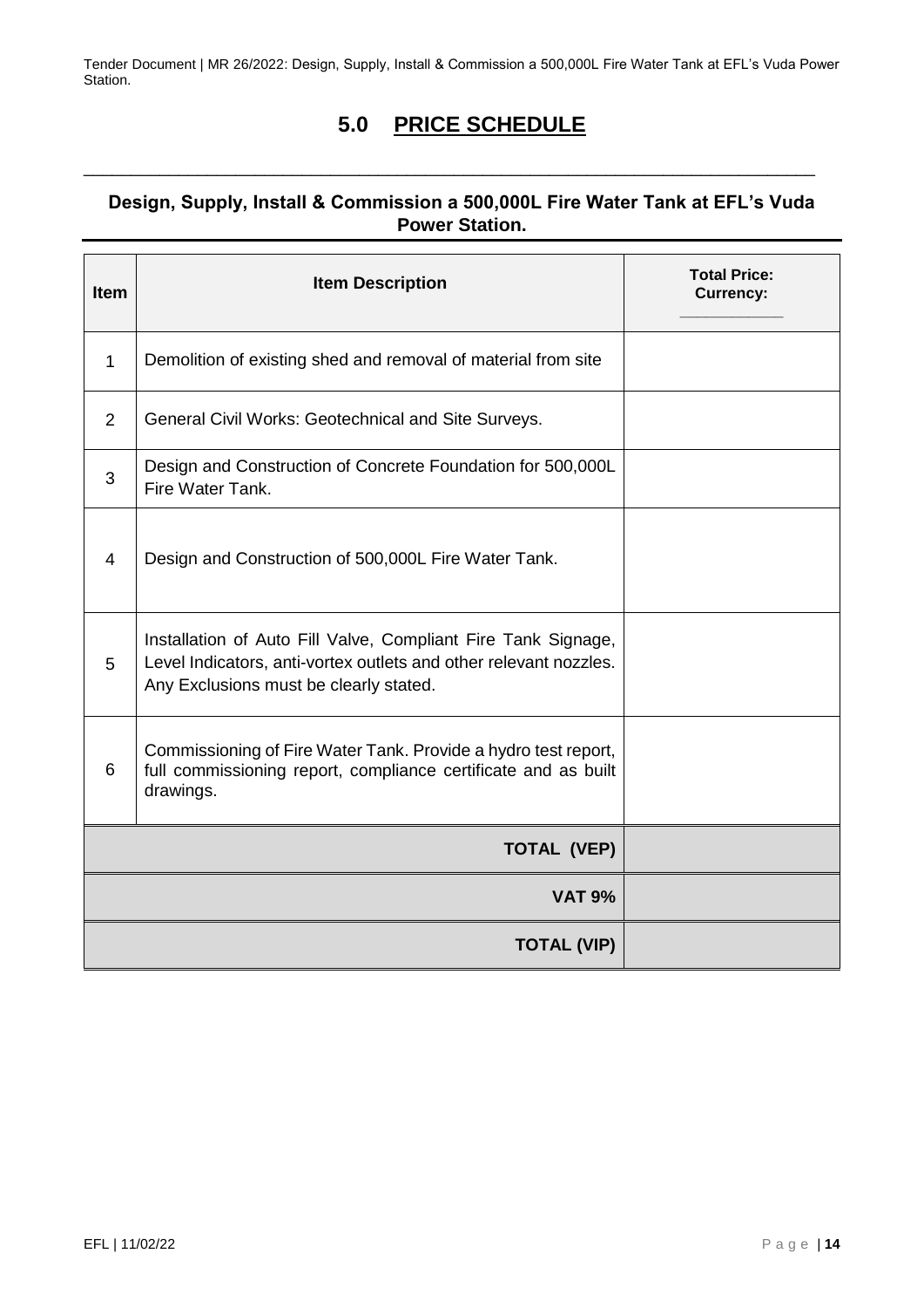# 5.0 PRICE SCHEDULE

## Design, Supply, Install & Commission a 500,000L Fire Water Tank at EFL's Vuda Power Station.

| Item | Item Description | Total Price: Currency: ____________ |
|---|---|---|
| 1 | Demolition of existing shed and removal of material from site | |
| 2 | General Civil Works: Geotechnical and Site Surveys. | |
| 3 | Design and Construction of Concrete Foundation for 500,000L Fire Water Tank. | |
| 4 | Design and Construction of 500,000L Fire Water Tank. | |
| 5 | Installation of Auto Fill Valve, Compliant Fire Tank Signage, Level Indicators, anti-vortex outlets and other relevant nozzles. Any Exclusions must be clearly stated. | |
| 6 | Commissioning of Fire Water Tank. Provide a hydro test report, full commissioning report, compliance certificate and as built drawings. | |
| | **TOTAL (VEP)** | |
| | **VAT 9%** | |
| | **TOTAL (VIP)** | |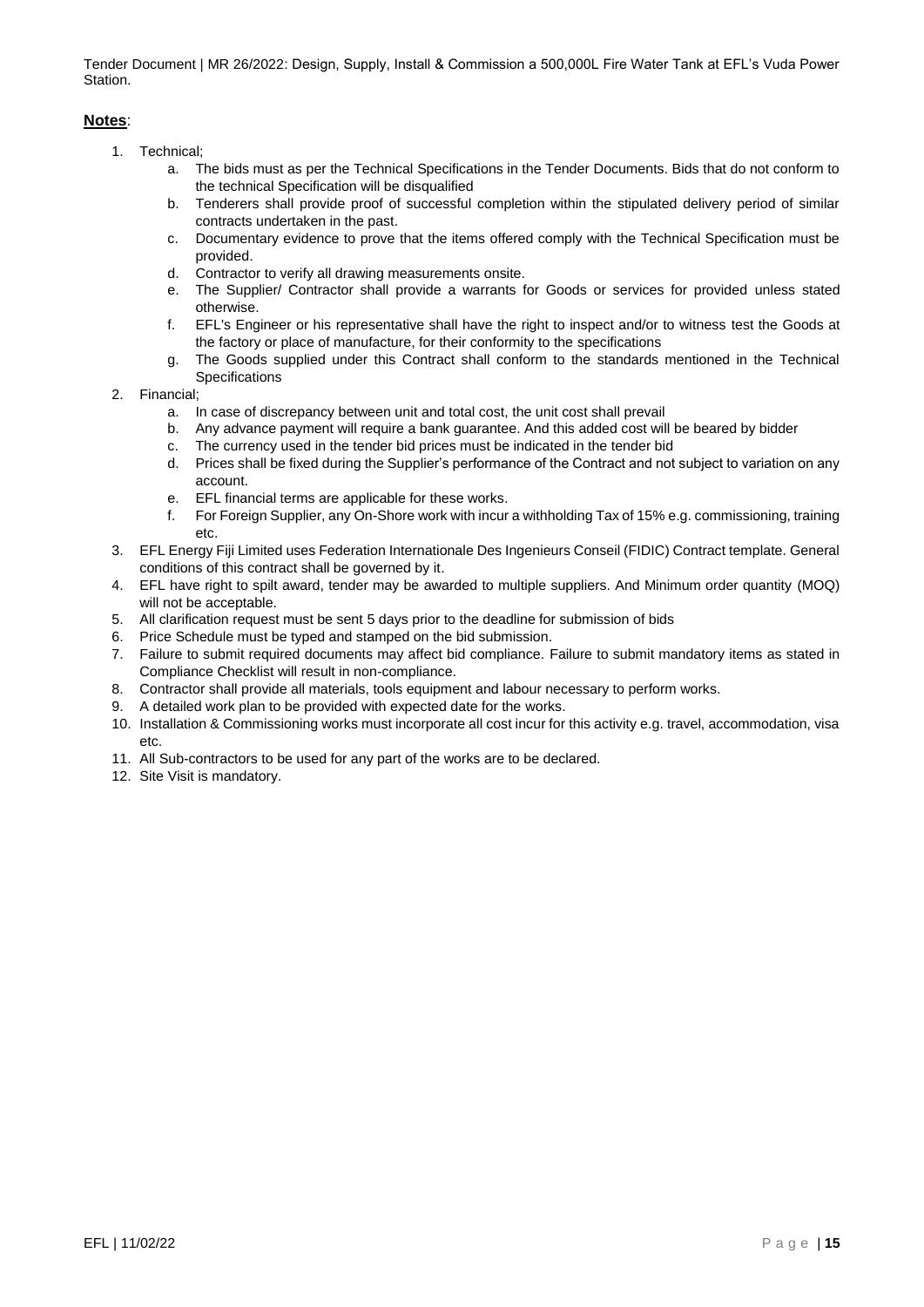**Notes**:

1. Technical;
   a. The bids must as per the Technical Specifications in the Tender Documents. Bids that do not conform to the technical Specification will be disqualified
   b. Tenderers shall provide proof of successful completion within the stipulated delivery period of similar contracts undertaken in the past.
   c. Documentary evidence to prove that the items offered comply with the Technical Specification must be provided.
   d. Contractor to verify all drawing measurements onsite.
   e. The Supplier/ Contractor shall provide a warrants for Goods or services for provided unless stated otherwise.
   f. EFL's Engineer or his representative shall have the right to inspect and/or to witness test the Goods at the factory or place of manufacture, for their conformity to the specifications
   g. The Goods supplied under this Contract shall conform to the standards mentioned in the Technical Specifications
2. Financial;
   a. In case of discrepancy between unit and total cost, the unit cost shall prevail
   b. Any advance payment will require a bank guarantee. And this added cost will be beared by bidder
   c. The currency used in the tender bid prices must be indicated in the tender bid
   d. Prices shall be fixed during the Supplier's performance of the Contract and not subject to variation on any account.
   e. EFL financial terms are applicable for these works.
   f. For Foreign Supplier, any On-Shore work with incur a withholding Tax of 15% e.g. commissioning, training etc.
3. EFL Energy Fiji Limited uses Federation Internationale Des Ingenieurs Conseil (FIDIC) Contract template. General conditions of this contract shall be governed by it.
4. EFL have right to spilt award, tender may be awarded to multiple suppliers. And Minimum order quantity (MOQ) will not be acceptable.
5. All clarification request must be sent 5 days prior to the deadline for submission of bids
6. Price Schedule must be typed and stamped on the bid submission.
7. Failure to submit required documents may affect bid compliance. Failure to submit mandatory items as stated in Compliance Checklist will result in non-compliance.
8. Contractor shall provide all materials, tools equipment and labour necessary to perform works.
9. A detailed work plan to be provided with expected date for the works.
10. Installation & Commissioning works must incorporate all cost incur for this activity e.g. travel, accommodation, visa etc.
11. All Sub-contractors to be used for any part of the works are to be declared.
12. Site Visit is mandatory.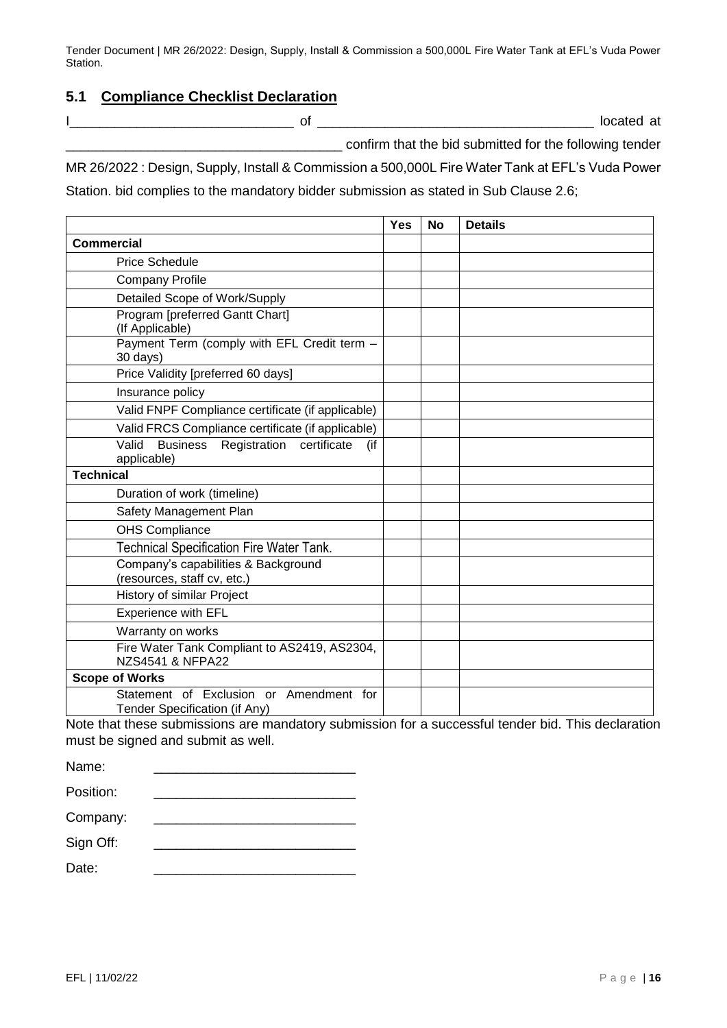## 5.1 Compliance Checklist Declaration

I______________________________ of _____________________________________ located at _____________________________________ confirm that the bid submitted for the following tender MR 26/2022 : Design, Supply, Install & Commission a 500,000L Fire Water Tank at EFL's Vuda Power Station. bid complies to the mandatory bidder submission as stated in Sub Clause 2.6;

| | Yes | No | Details |
|---|---|---|---|
| **Commercial** | | | |
| Price Schedule | | | |
| Company Profile | | | |
| Detailed Scope of Work/Supply | | | |
| Program [preferred Gantt Chart] (If Applicable) | | | |
| Payment Term (comply with EFL Credit term – 30 days) | | | |
| Price Validity [preferred 60 days] | | | |
| Insurance policy | | | |
| Valid FNPF Compliance certificate (if applicable) | | | |
| Valid FRCS Compliance certificate (if applicable) | | | |
| Valid Business Registration certificate (if applicable) | | | |
| **Technical** | | | |
| Duration of work (timeline) | | | |
| Safety Management Plan | | | |
| OHS Compliance | | | |
| Technical Specification Fire Water Tank. | | | |
| Company's capabilities & Background (resources, staff cv, etc.) | | | |
| History of similar Project | | | |
| Experience with EFL | | | |
| Warranty on works | | | |
| Fire Water Tank Compliant to AS2419, AS2304, NZS4541 & NFPA22 | | | |
| **Scope of Works** | | | |
| Statement of Exclusion or Amendment for Tender Specification (if Any) | | | |

Note that these submissions are mandatory submission for a successful tender bid. This declaration must be signed and submit as well.

Name: ___________________________

Position: ___________________________

Company: ___________________________

Sign Off: ___________________________

Date: ___________________________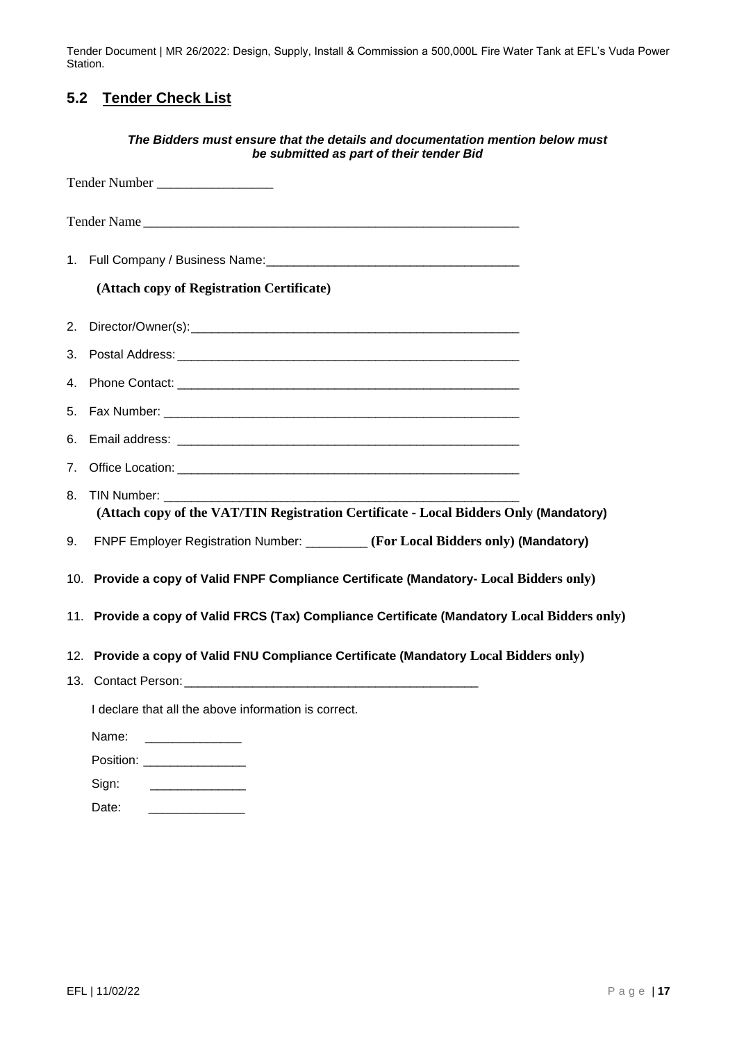## 5.2 Tender Check List

***The Bidders must ensure that the details and documentation mention below must be submitted as part of their tender Bid***

Tender Number _________________

Tender Name ________________________________________________________

1. Full Company / Business Name: ____________________________________

   **(Attach copy of Registration Certificate)**

2. Director/Owner(s): ________________________________________________
3. Postal Address: __________________________________________________
4. Phone Contact: __________________________________________________
5. Fax Number: ____________________________________________________
6. Email address: __________________________________________________
7. Office Location: _________________________________________________
8. TIN Number: ____________________________________________________
   **(Attach copy of the VAT/TIN Registration Certificate - Local Bidders Only (Mandatory)**
9. FNPF Employer Registration Number: _________ **(For Local Bidders only) (Mandatory)**
10. **Provide a copy of Valid FNPF Compliance Certificate (Mandatory- Local Bidders only)**
11. **Provide a copy of Valid FRCS (Tax) Compliance Certificate (Mandatory Local Bidders only)**
12. **Provide a copy of Valid FNU Compliance Certificate (Mandatory Local Bidders only)**
13. Contact Person: __________________________________________

I declare that all the above information is correct.

Name: ______________

Position: _______________

Sign: ______________

Date: ______________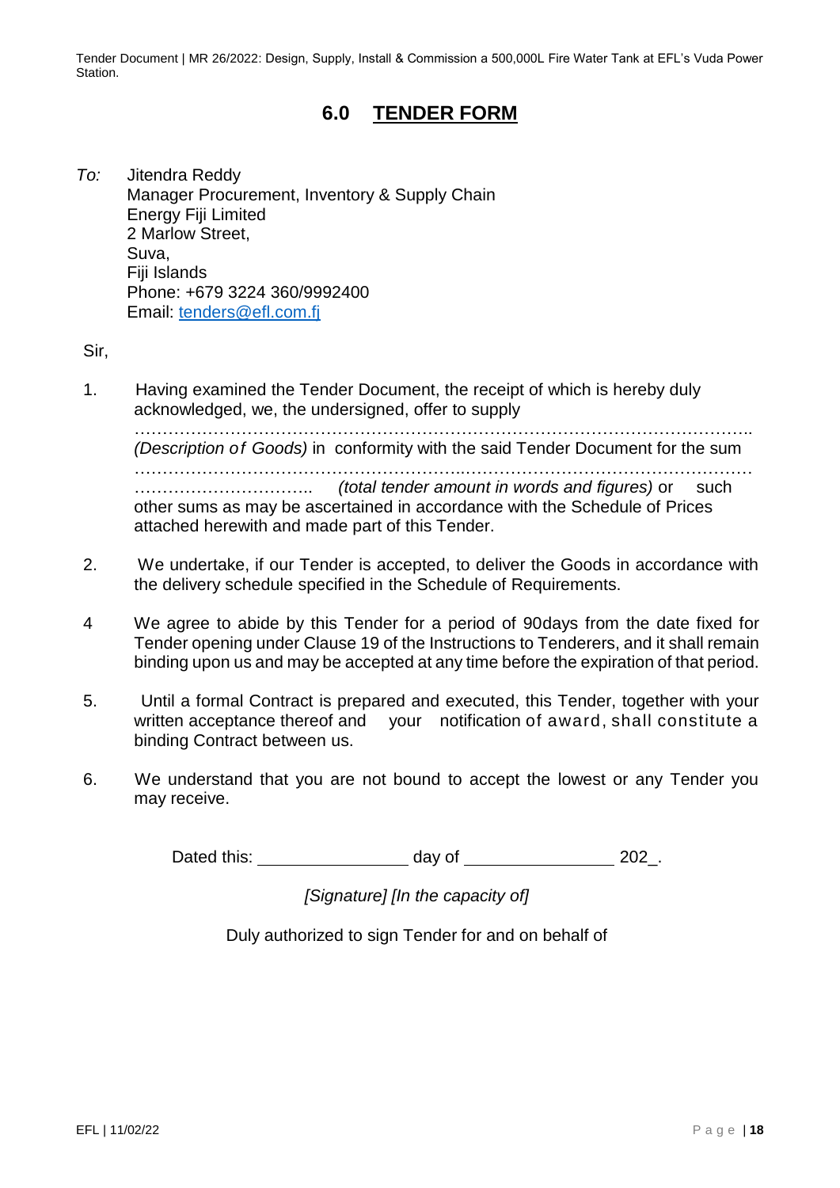# 6.0 TENDER FORM

*To:* Jitendra Reddy
Manager Procurement, Inventory & Supply Chain
Energy Fiji Limited
2 Marlow Street,
Suva,
Fiji Islands
Phone: +679 3224 360/9992400
Email: tenders@efl.com.fj

Sir,

1. Having examined the Tender Document, the receipt of which is hereby duly acknowledged, we, the undersigned, offer to supply ……………………………………………………………………………………………….. *(Description of Goods)* in conformity with the said Tender Document for the sum ……………………………………………………………………………………………………………………………………….. *(total tender amount in words and figures)* or such other sums as may be ascertained in accordance with the Schedule of Prices attached herewith and made part of this Tender.

2. We undertake, if our Tender is accepted, to deliver the Goods in accordance with the delivery schedule specified in the Schedule of Requirements.

4 We agree to abide by this Tender for a period of 90days from the date fixed for Tender opening under Clause 19 of the Instructions to Tenderers, and it shall remain binding upon us and may be accepted at any time before the expiration of that period.

5. Until a formal Contract is prepared and executed, this Tender, together with your written acceptance thereof and your notification of award, shall constitute a binding Contract between us.

6. We understand that you are not bound to accept the lowest or any Tender you may receive.

Dated this: ________________ day of ________________ 202_.

*[Signature] [In the capacity of]*

Duly authorized to sign Tender for and on behalf of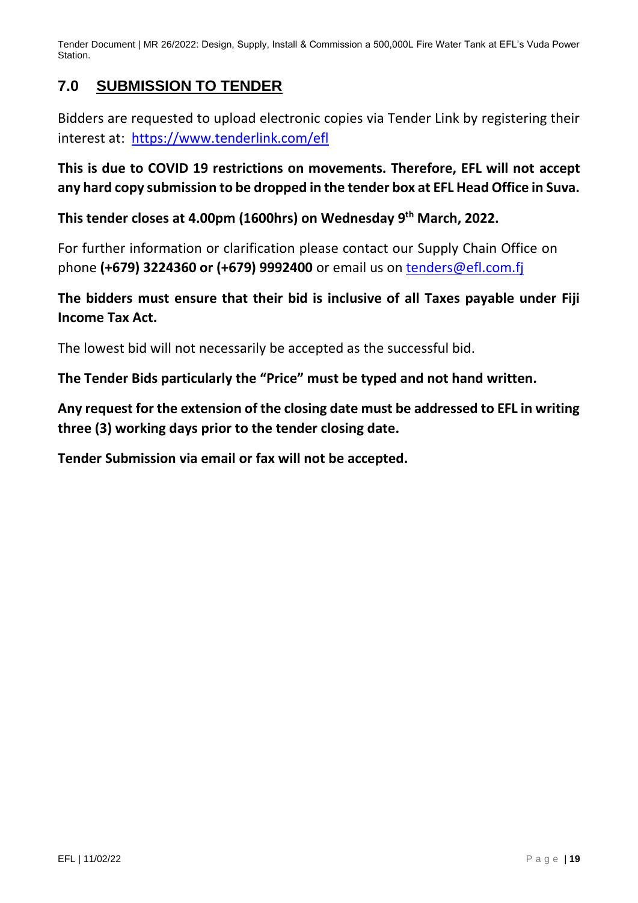## 7.0 SUBMISSION TO TENDER

Bidders are requested to upload electronic copies via Tender Link by registering their interest at: https://www.tenderlink.com/efl

**This is due to COVID 19 restrictions on movements. Therefore, EFL will not accept any hard copy submission to be dropped in the tender box at EFL Head Office in Suva.**

**This tender closes at 4.00pm (1600hrs) on Wednesday 9th March, 2022.**

For further information or clarification please contact our Supply Chain Office on phone **(+679) 3224360 or (+679) 9992400** or email us on tenders@efl.com.fj

**The bidders must ensure that their bid is inclusive of all Taxes payable under Fiji Income Tax Act.**

The lowest bid will not necessarily be accepted as the successful bid.

**The Tender Bids particularly the "Price" must be typed and not hand written.**

**Any request for the extension of the closing date must be addressed to EFL in writing three (3) working days prior to the tender closing date.**

**Tender Submission via email or fax will not be accepted.**